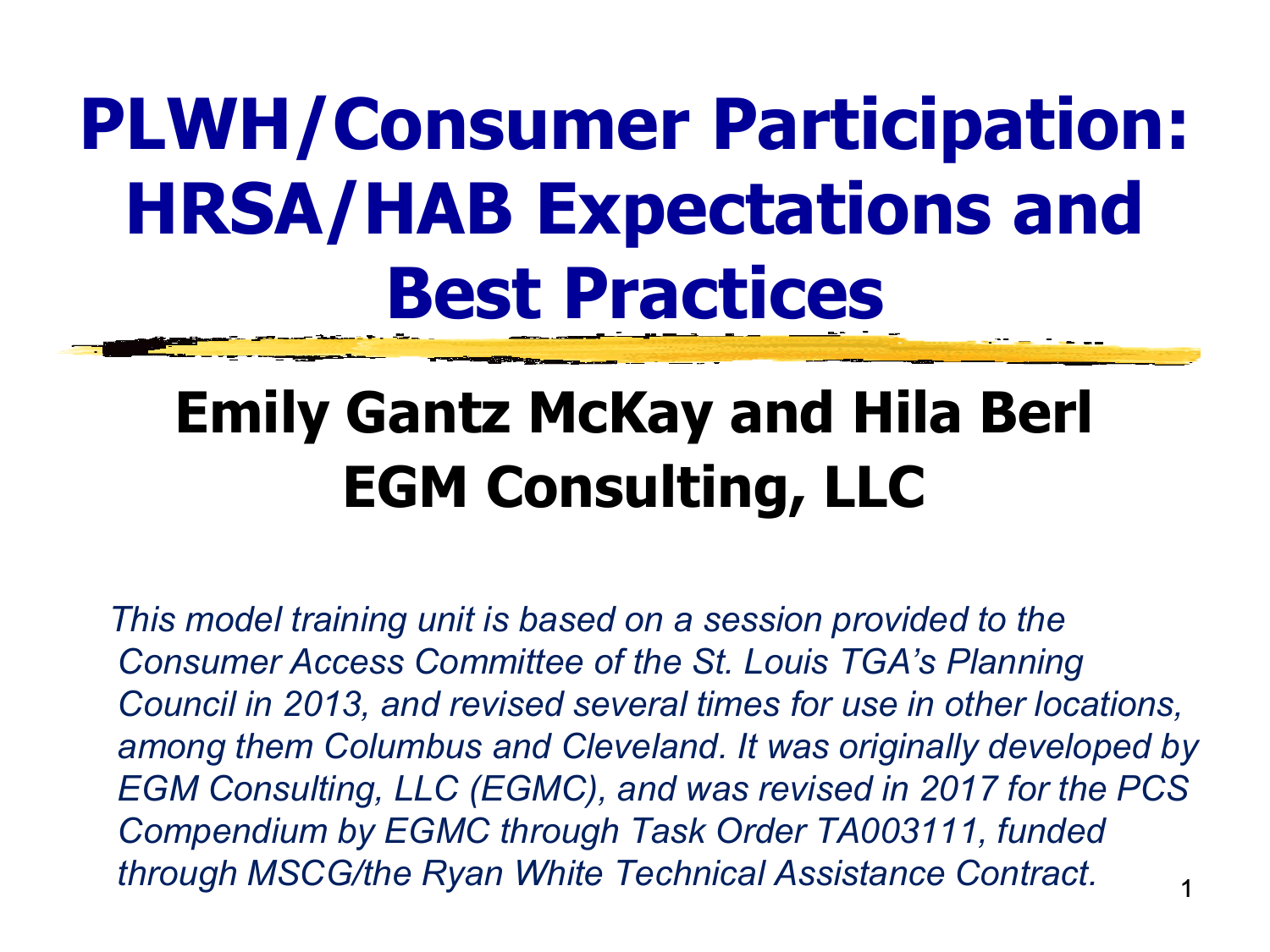# PLWH/Consumer Participation: HRSA/HAB Expectations and Best Practices

## Emily Gantz McKay and Hila Berl
## EGM Consulting, LLC

*This model training unit is based on a session provided to the Consumer Access Committee of the St. Louis TGA's Planning Council in 2013, and revised several times for use in other locations, among them Columbus and Cleveland. It was originally developed by EGM Consulting, LLC (EGMC), and was revised in 2017 for the PCS Compendium by EGMC through Task Order TA003111, funded through MSCG/the Ryan White Technical Assistance Contract.*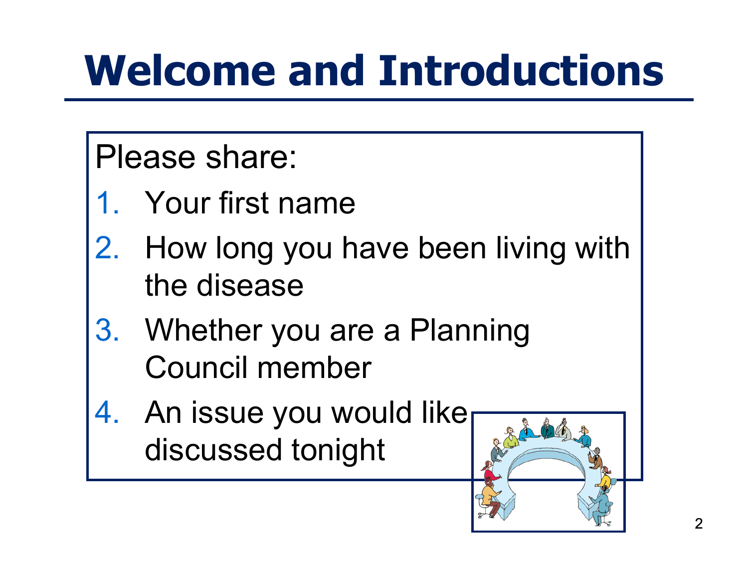# Welcome and Introductions

Please share:

1. Your first name
2. How long you have been living with the disease
3. Whether you are a Planning Council member
4. An issue you would like discussed tonight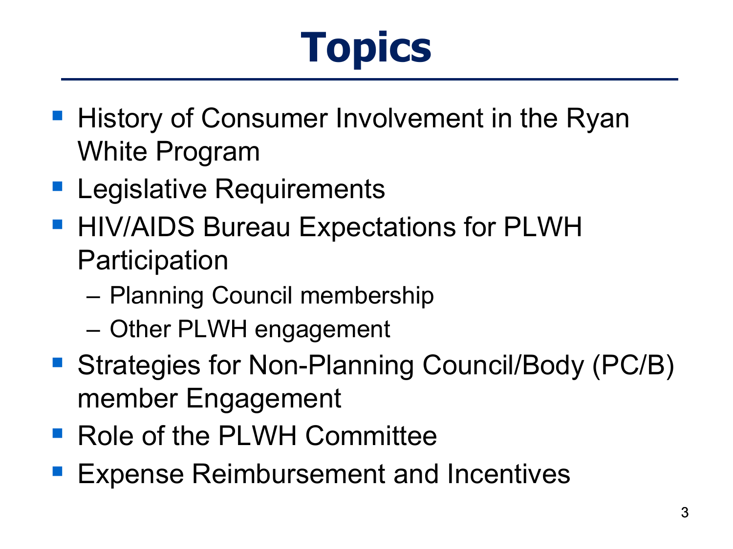# Topics

- History of Consumer Involvement in the Ryan White Program
- Legislative Requirements
- HIV/AIDS Bureau Expectations for PLWH Participation
  - Planning Council membership
  - Other PLWH engagement
- Strategies for Non-Planning Council/Body (PC/B) member Engagement
- Role of the PLWH Committee
- Expense Reimbursement and Incentives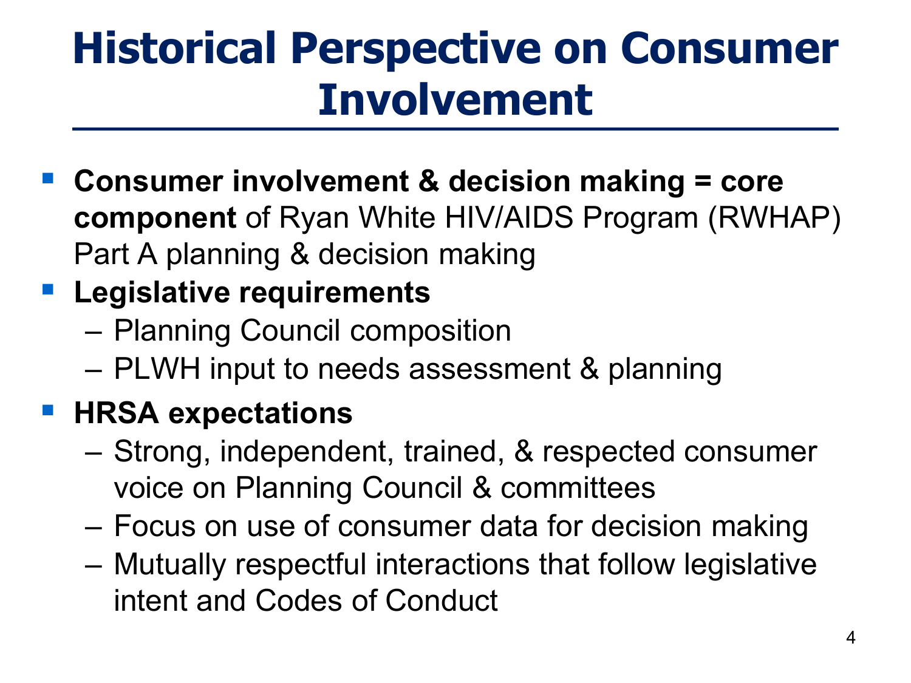# Historical Perspective on Consumer Involvement

- **Consumer involvement & decision making = core component** of Ryan White HIV/AIDS Program (RWHAP) Part A planning & decision making
- **Legislative requirements**
  - Planning Council composition
  - PLWH input to needs assessment & planning
- **HRSA expectations**
  - Strong, independent, trained, & respected consumer voice on Planning Council & committees
  - Focus on use of consumer data for decision making
  - Mutually respectful interactions that follow legislative intent and Codes of Conduct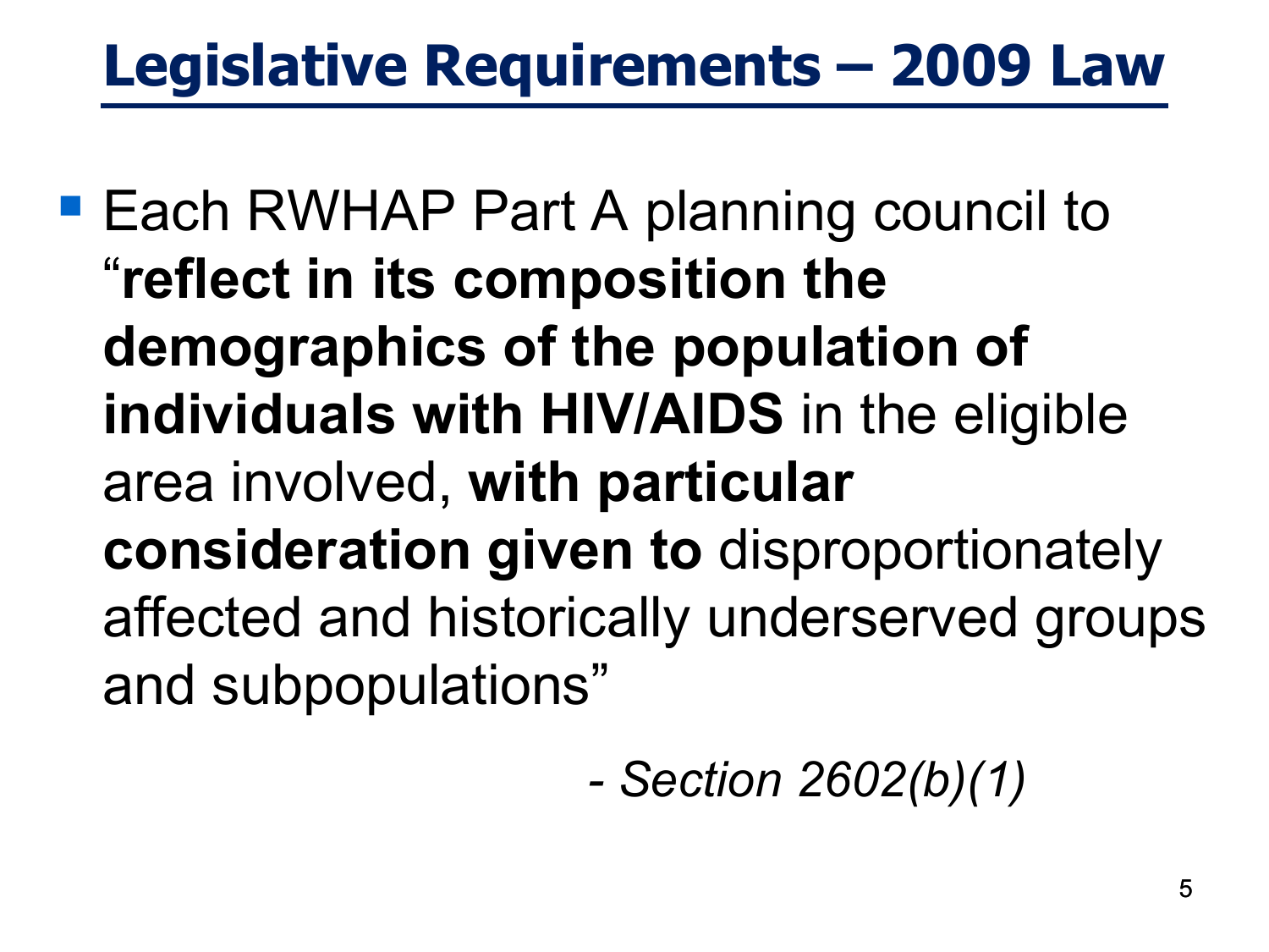# Legislative Requirements – 2009 Law

- Each RWHAP Part A planning council to "**reflect in its composition the demographics of the population of individuals with HIV/AIDS** in the eligible area involved, **with particular consideration given to** disproportionately affected and historically underserved groups and subpopulations"

*- Section 2602(b)(1)*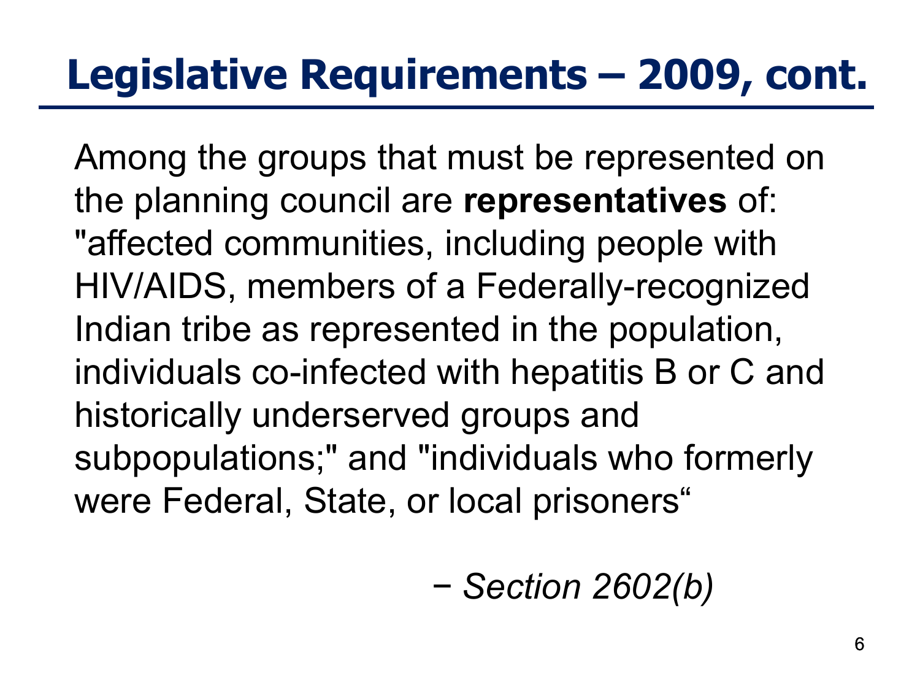# Legislative Requirements – 2009, cont.

Among the groups that must be represented on the planning council are **representatives** of: "affected communities, including people with HIV/AIDS, members of a Federally-recognized Indian tribe as represented in the population, individuals co-infected with hepatitis B or C and historically underserved groups and subpopulations;" and "individuals who formerly were Federal, State, or local prisoners“

− *Section 2602(b)*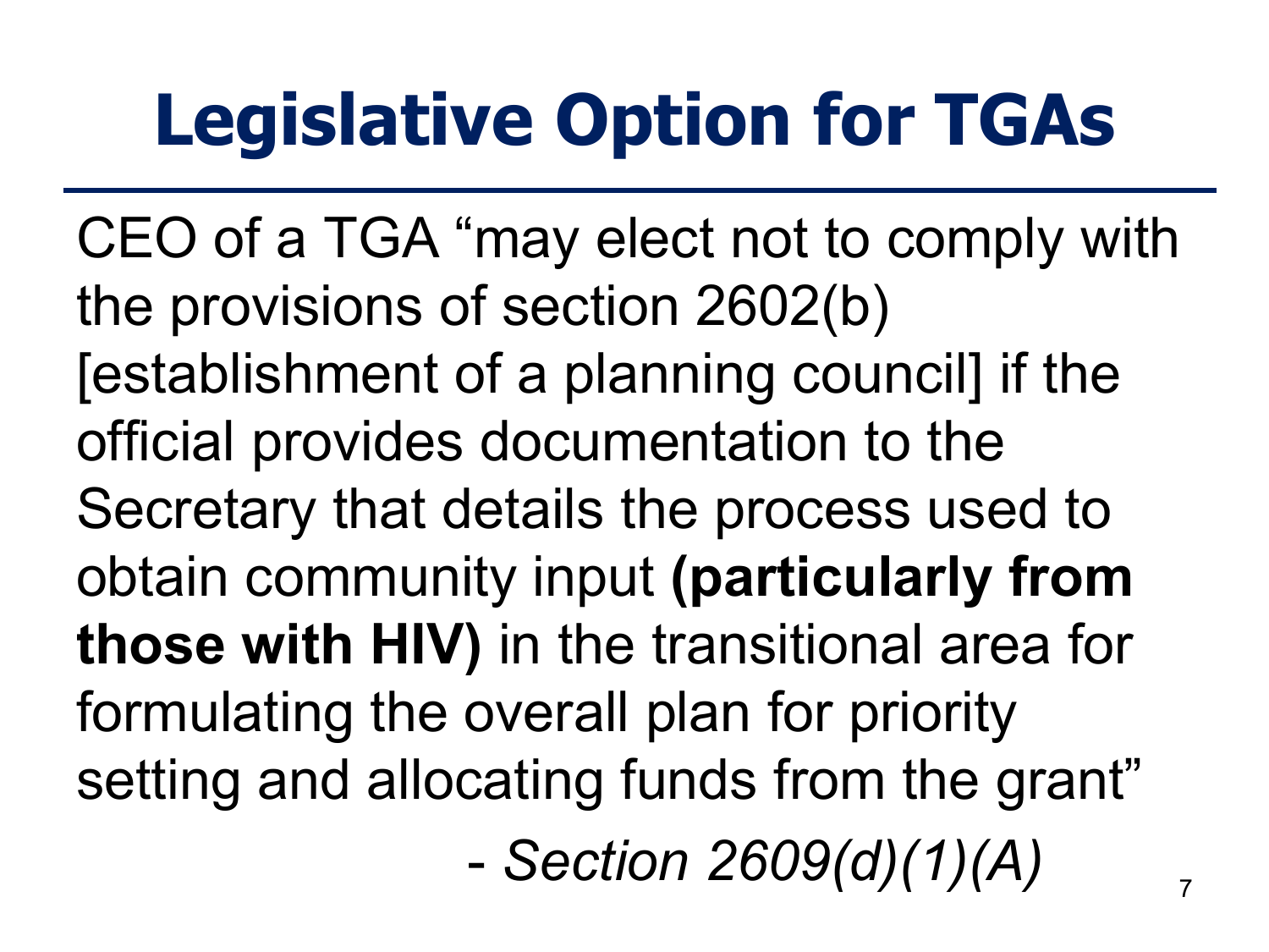# Legislative Option for TGAs

CEO of a TGA "may elect not to comply with the provisions of section 2602(b) [establishment of a planning council] if the official provides documentation to the Secretary that details the process used to obtain community input **(particularly from those with HIV)** in the transitional area for formulating the overall plan for priority setting and allocating funds from the grant"

- *Section 2609(d)(1)(A)*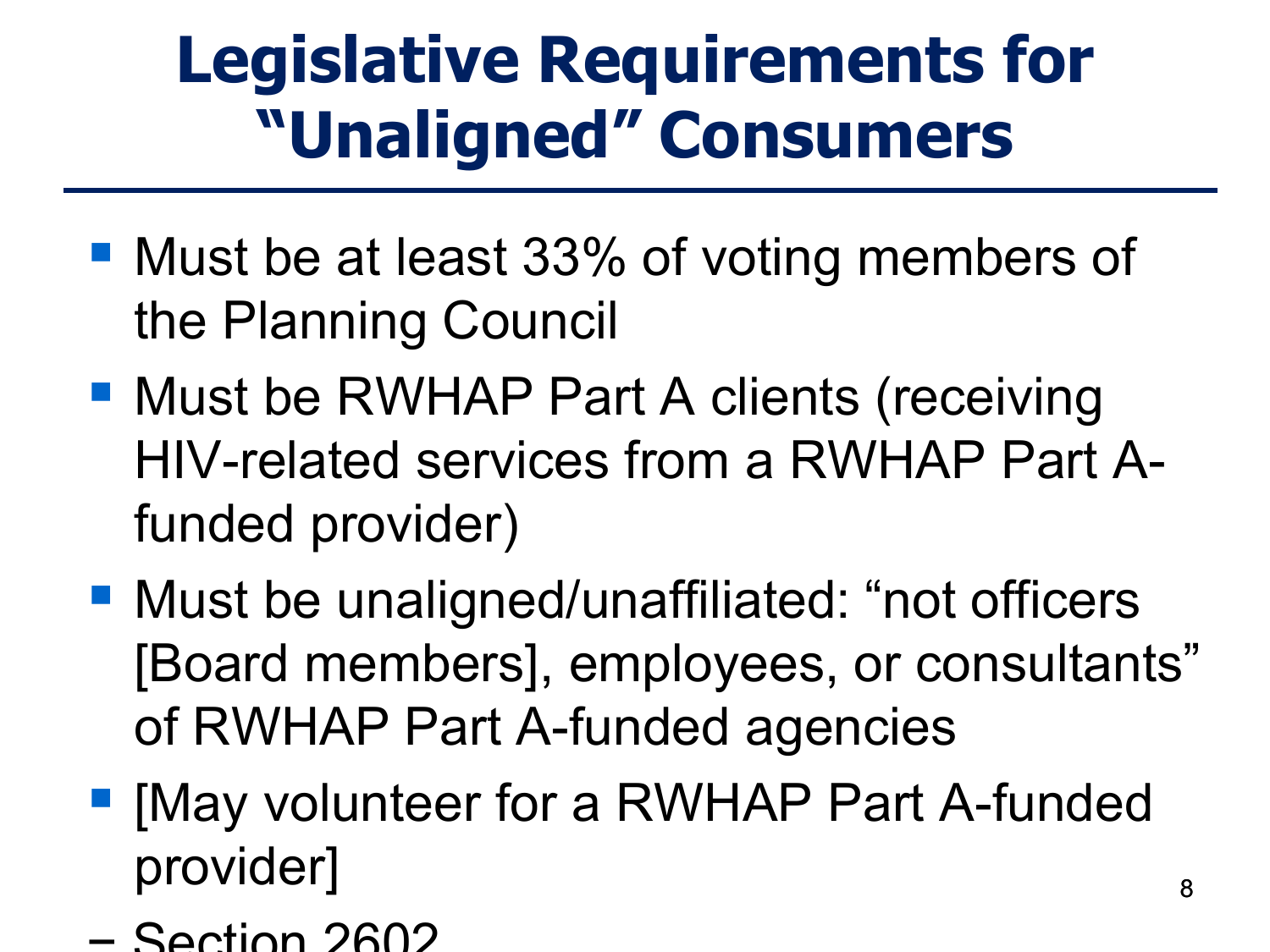# Legislative Requirements for "Unaligned" Consumers

- Must be at least 33% of voting members of the Planning Council
- Must be RWHAP Part A clients (receiving HIV-related services from a RWHAP Part A-funded provider)
- Must be unaligned/unaffiliated: "not officers [Board members], employees, or consultants" of RWHAP Part A-funded agencies
- [May volunteer for a RWHAP Part A-funded provider]

– Section 2602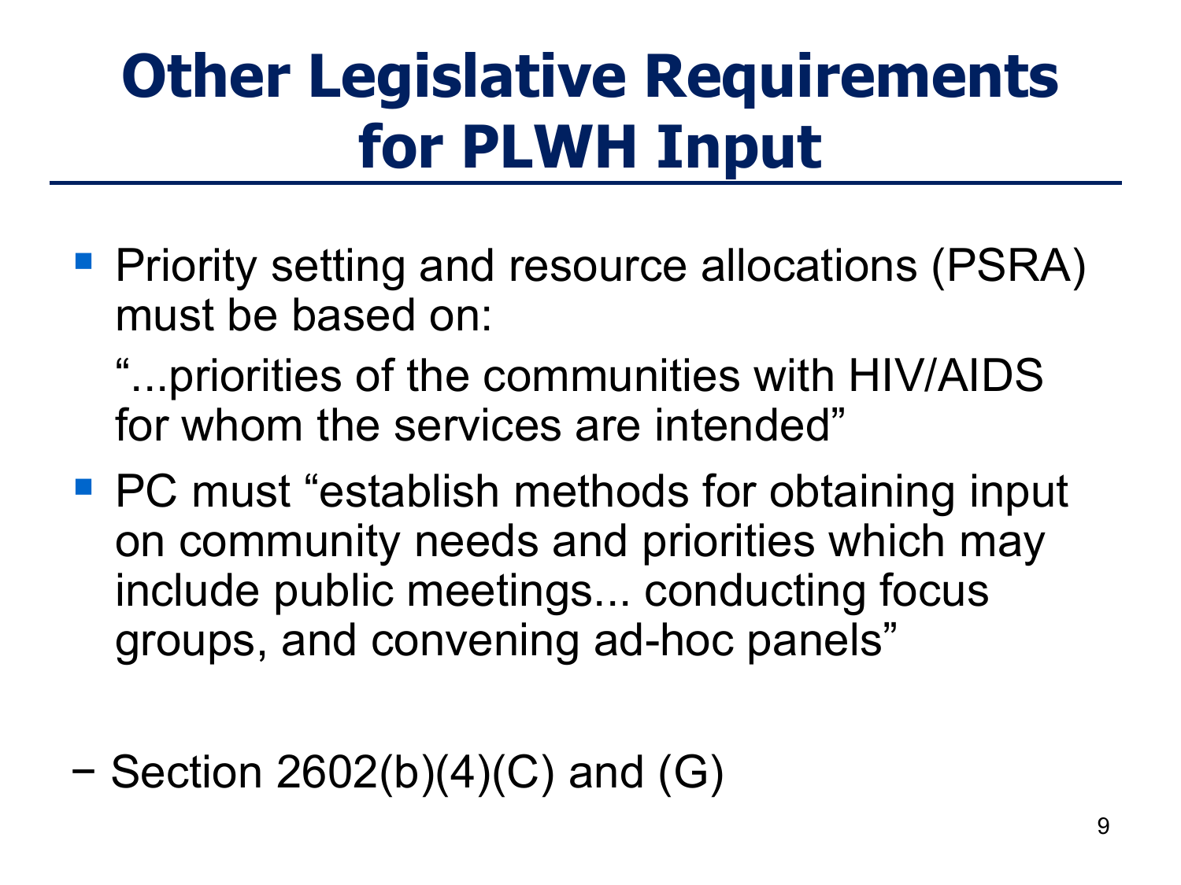# Other Legislative Requirements for PLWH Input

- Priority setting and resource allocations (PSRA) must be based on:

  "...priorities of the communities with HIV/AIDS for whom the services are intended"

- PC must "establish methods for obtaining input on community needs and priorities which may include public meetings... conducting focus groups, and convening ad-hoc panels"

− Section 2602(b)(4)(C) and (G)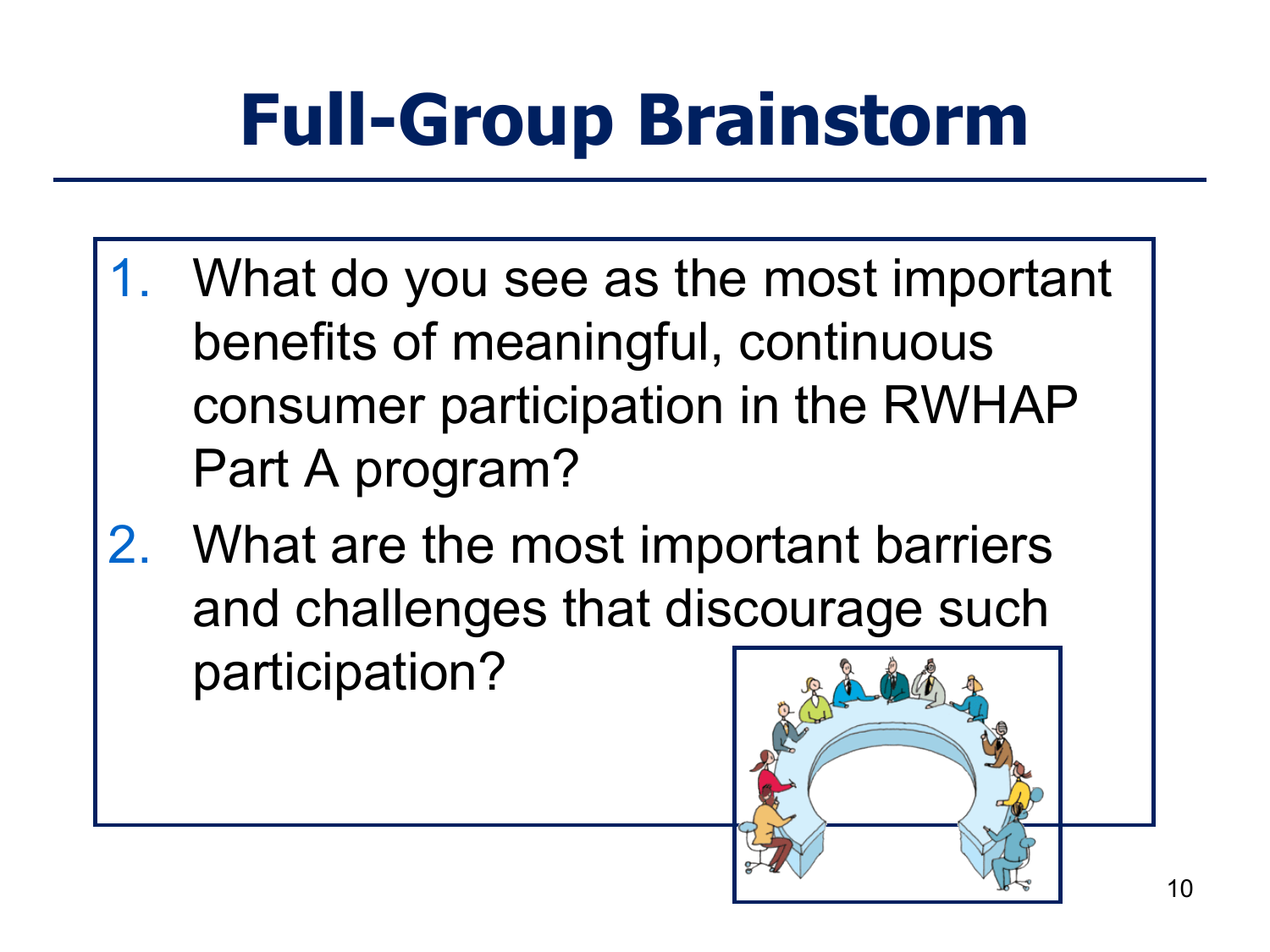# Full-Group Brainstorm

1. What do you see as the most important benefits of meaningful, continuous consumer participation in the RWHAP Part A program?
2. What are the most important barriers and challenges that discourage such participation?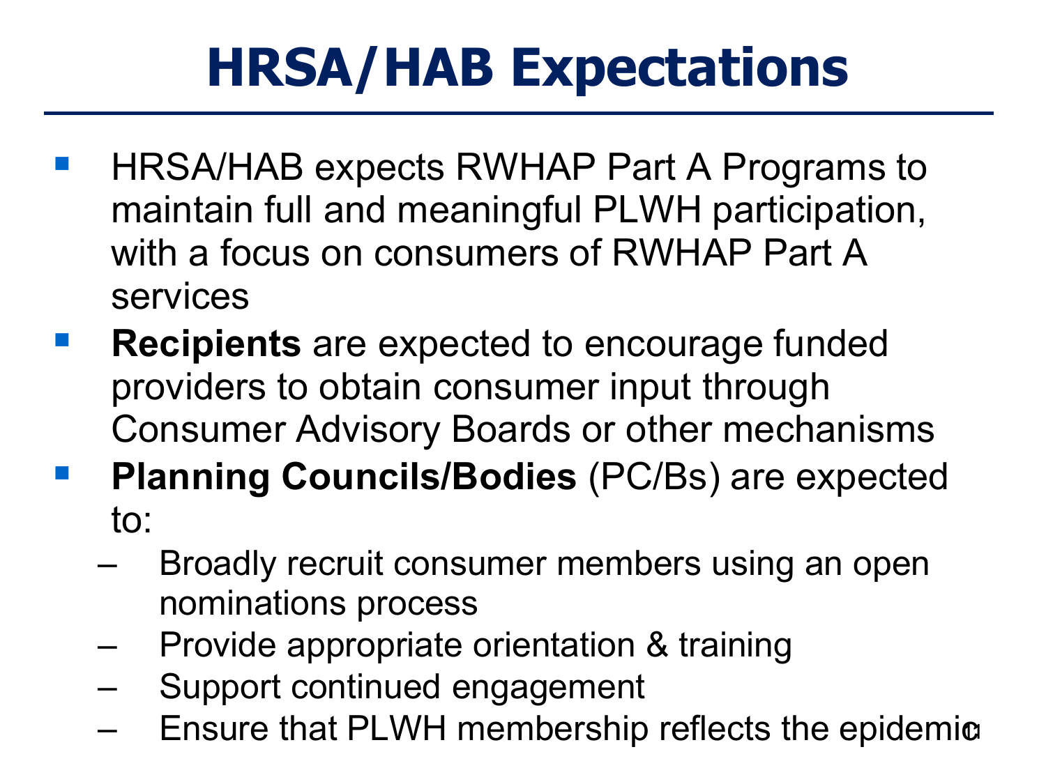# HRSA/HAB Expectations

- HRSA/HAB expects RWHAP Part A Programs to maintain full and meaningful PLWH participation, with a focus on consumers of RWHAP Part A services
- **Recipients** are expected to encourage funded providers to obtain consumer input through Consumer Advisory Boards or other mechanisms
- **Planning Councils/Bodies** (PC/Bs) are expected to:
  - Broadly recruit consumer members using an open nominations process
  - Provide appropriate orientation & training
  - Support continued engagement
  - Ensure that PLWH membership reflects the epidemic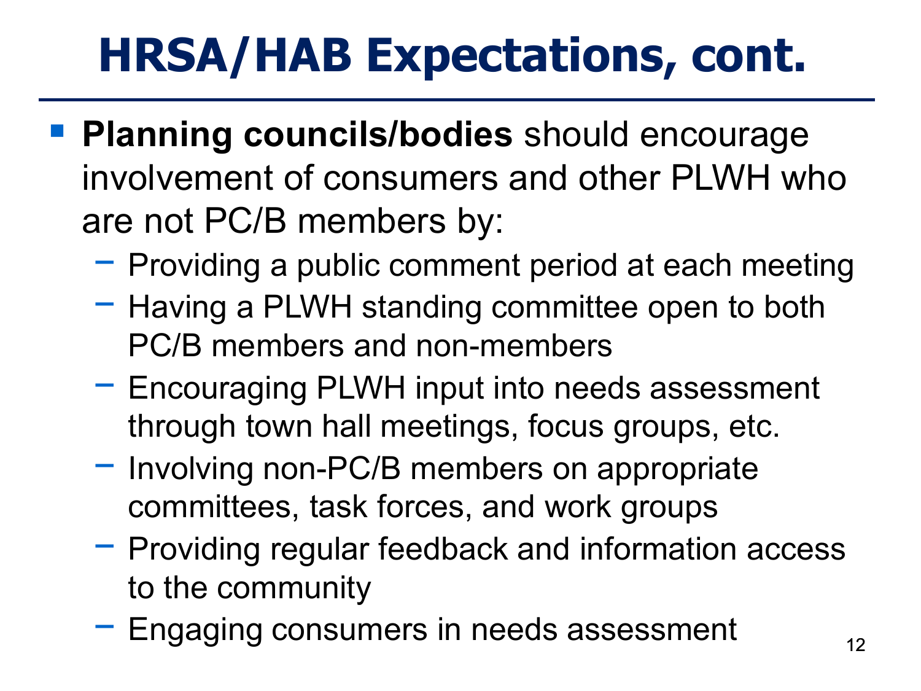# HRSA/HAB Expectations, cont.

- **Planning councils/bodies** should encourage involvement of consumers and other PLWH who are not PC/B members by:
  - Providing a public comment period at each meeting
  - Having a PLWH standing committee open to both PC/B members and non-members
  - Encouraging PLWH input into needs assessment through town hall meetings, focus groups, etc.
  - Involving non-PC/B members on appropriate committees, task forces, and work groups
  - Providing regular feedback and information access to the community
  - Engaging consumers in needs assessment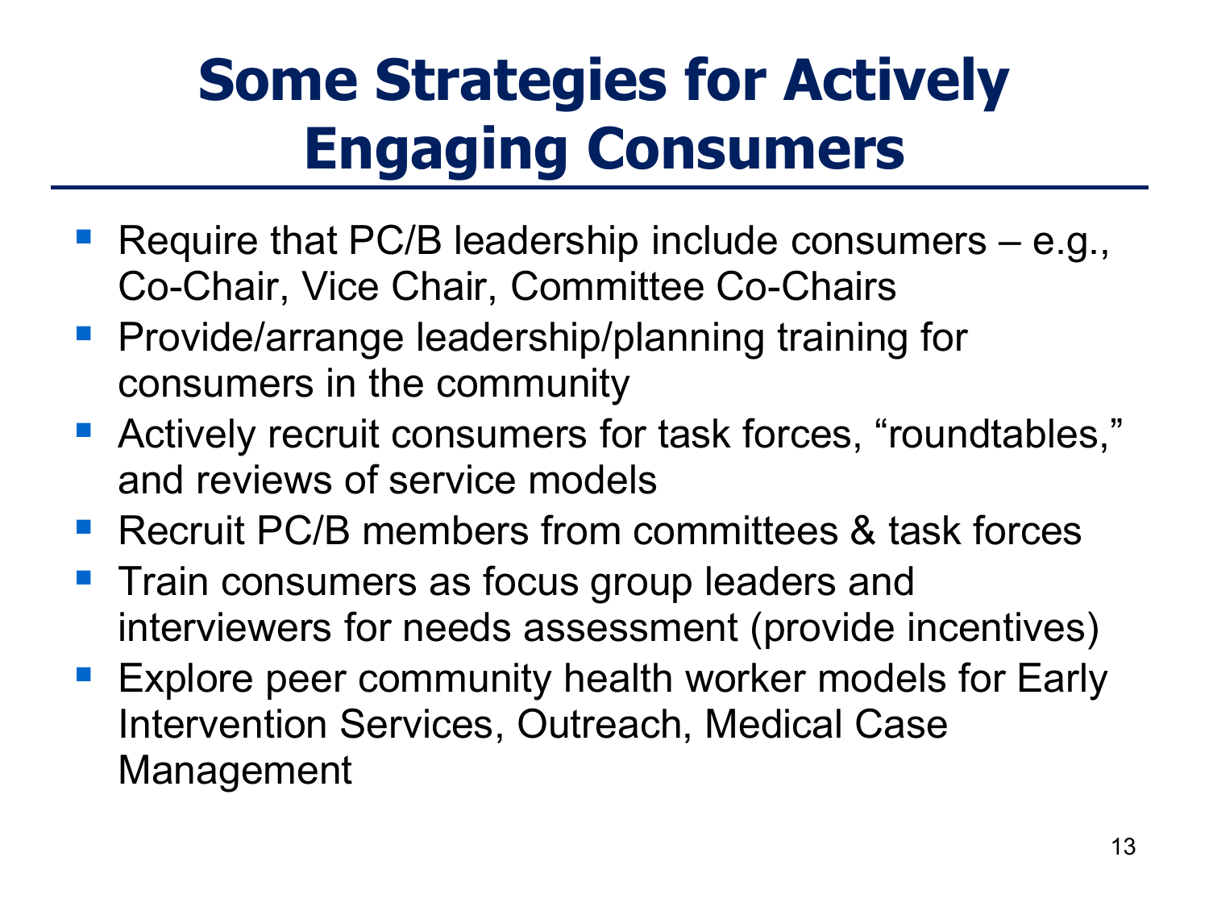# Some Strategies for Actively Engaging Consumers

- Require that PC/B leadership include consumers – e.g., Co-Chair, Vice Chair, Committee Co-Chairs
- Provide/arrange leadership/planning training for consumers in the community
- Actively recruit consumers for task forces, "roundtables," and reviews of service models
- Recruit PC/B members from committees & task forces
- Train consumers as focus group leaders and interviewers for needs assessment (provide incentives)
- Explore peer community health worker models for Early Intervention Services, Outreach, Medical Case Management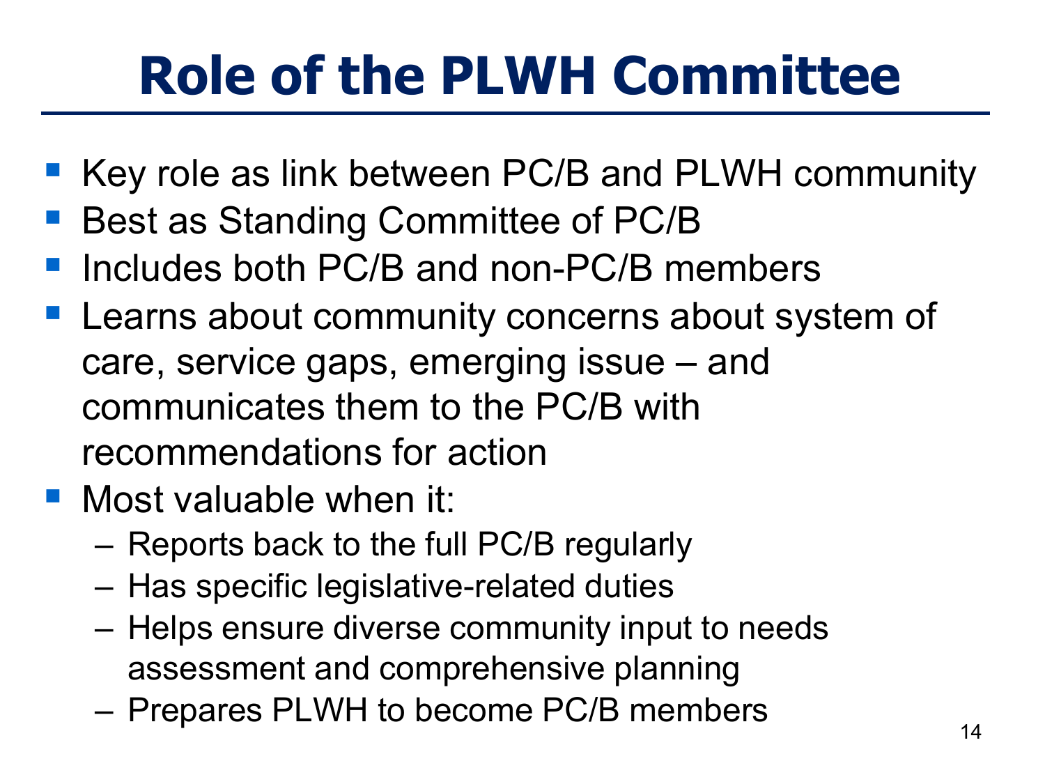# Role of the PLWH Committee

- Key role as link between PC/B and PLWH community
- Best as Standing Committee of PC/B
- Includes both PC/B and non-PC/B members
- Learns about community concerns about system of care, service gaps, emerging issue – and communicates them to the PC/B with recommendations for action
- Most valuable when it:
  - Reports back to the full PC/B regularly
  - Has specific legislative-related duties
  - Helps ensure diverse community input to needs assessment and comprehensive planning
  - Prepares PLWH to become PC/B members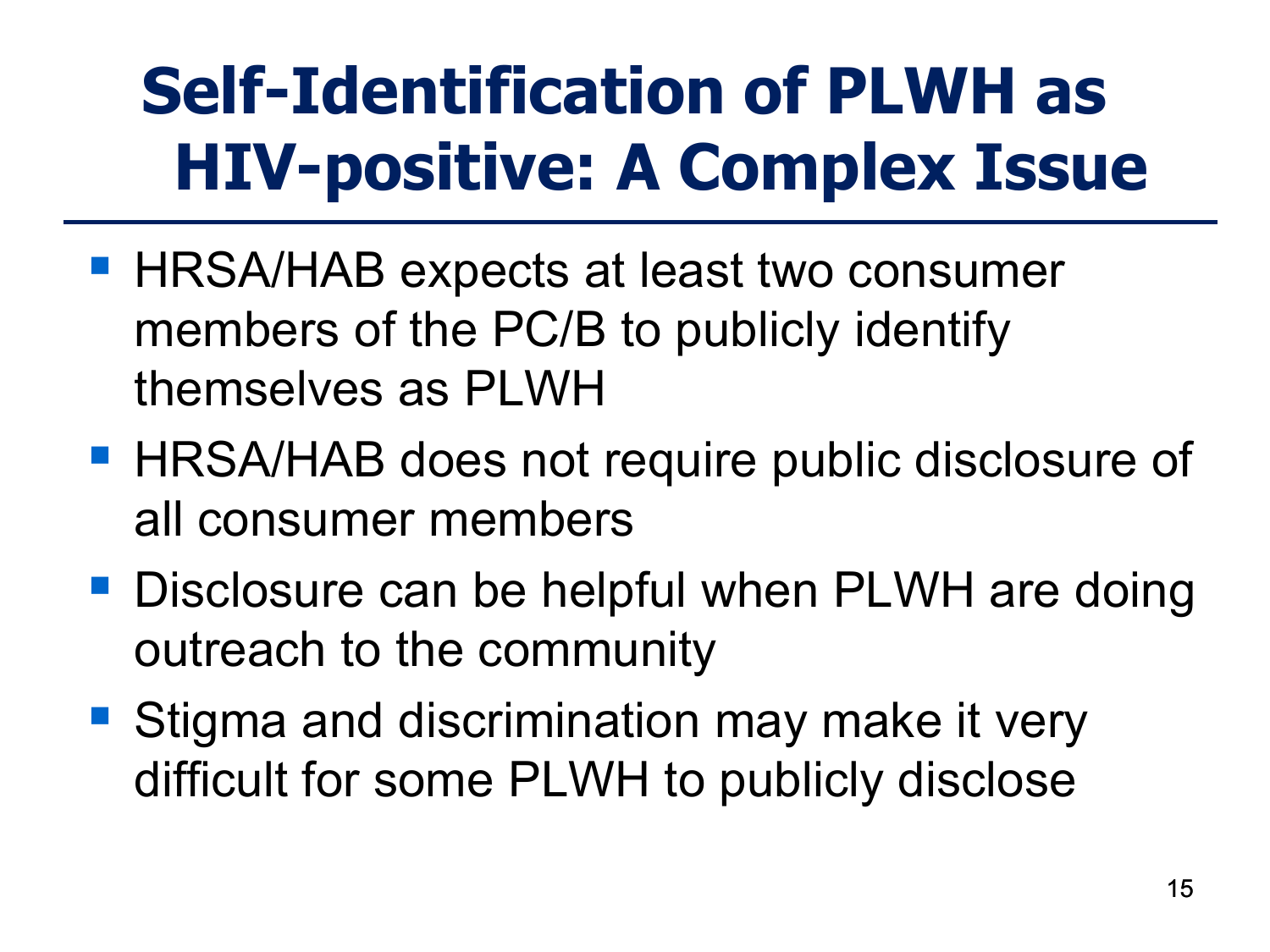# Self-Identification of PLWH as HIV-positive: A Complex Issue

- HRSA/HAB expects at least two consumer members of the PC/B to publicly identify themselves as PLWH
- HRSA/HAB does not require public disclosure of all consumer members
- Disclosure can be helpful when PLWH are doing outreach to the community
- Stigma and discrimination may make it very difficult for some PLWH to publicly disclose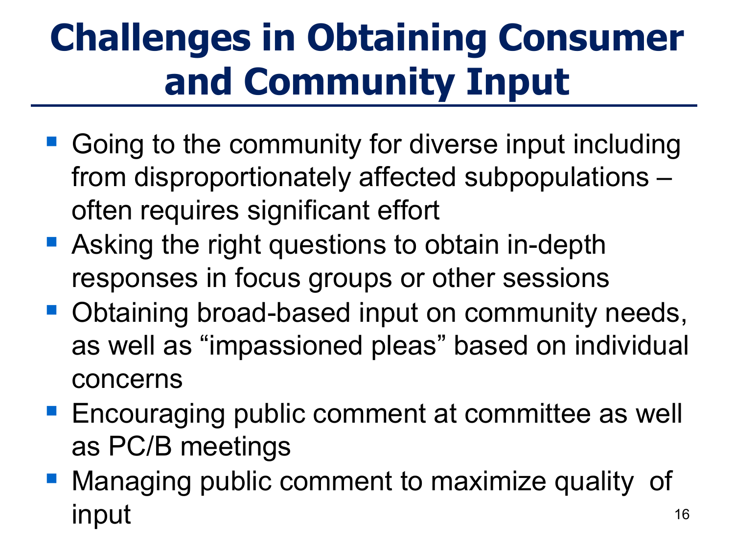# Challenges in Obtaining Consumer and Community Input

- Going to the community for diverse input including from disproportionately affected subpopulations – often requires significant effort
- Asking the right questions to obtain in-depth responses in focus groups or other sessions
- Obtaining broad-based input on community needs, as well as "impassioned pleas" based on individual concerns
- Encouraging public comment at committee as well as PC/B meetings
- Managing public comment to maximize quality of input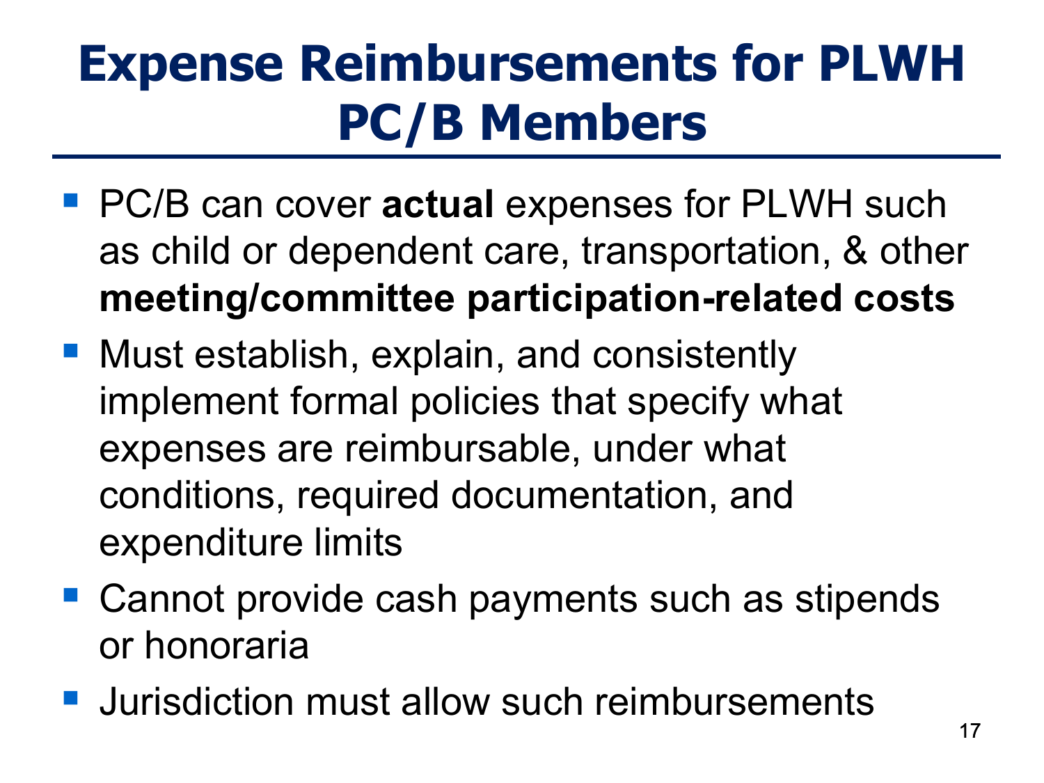# Expense Reimbursements for PLWH PC/B Members

- PC/B can cover **actual** expenses for PLWH such as child or dependent care, transportation, & other **meeting/committee participation-related costs**
- Must establish, explain, and consistently implement formal policies that specify what expenses are reimbursable, under what conditions, required documentation, and expenditure limits
- Cannot provide cash payments such as stipends or honoraria
- Jurisdiction must allow such reimbursements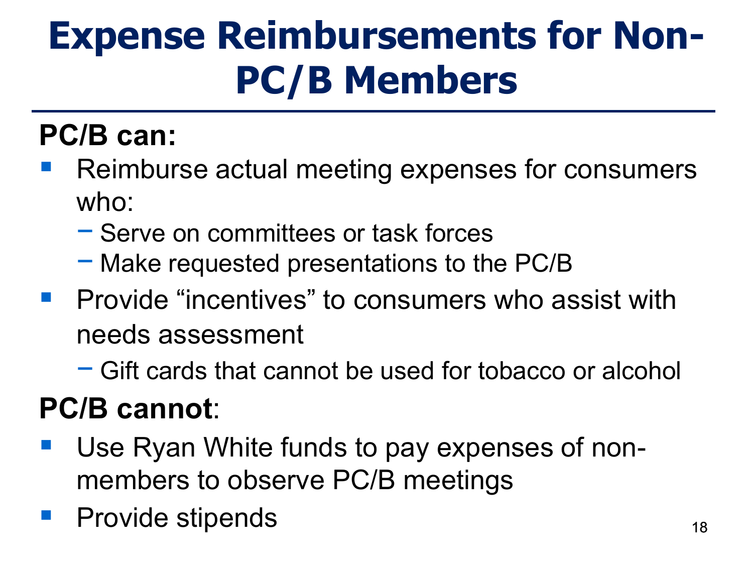# Expense Reimbursements for Non-PC/B Members

**PC/B can:**

- Reimburse actual meeting expenses for consumers who:
  - Serve on committees or task forces
  - Make requested presentations to the PC/B
- Provide "incentives" to consumers who assist with needs assessment
  - Gift cards that cannot be used for tobacco or alcohol

**PC/B cannot**:

- Use Ryan White funds to pay expenses of non-members to observe PC/B meetings
- Provide stipends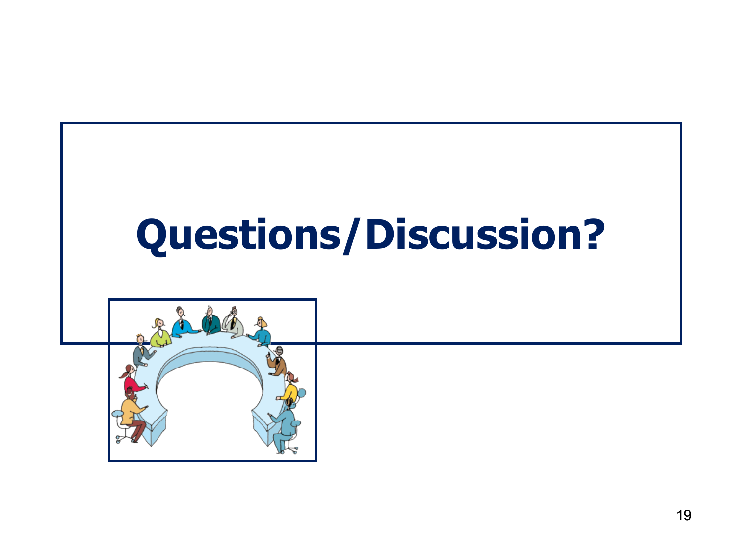# Questions/Discussion?